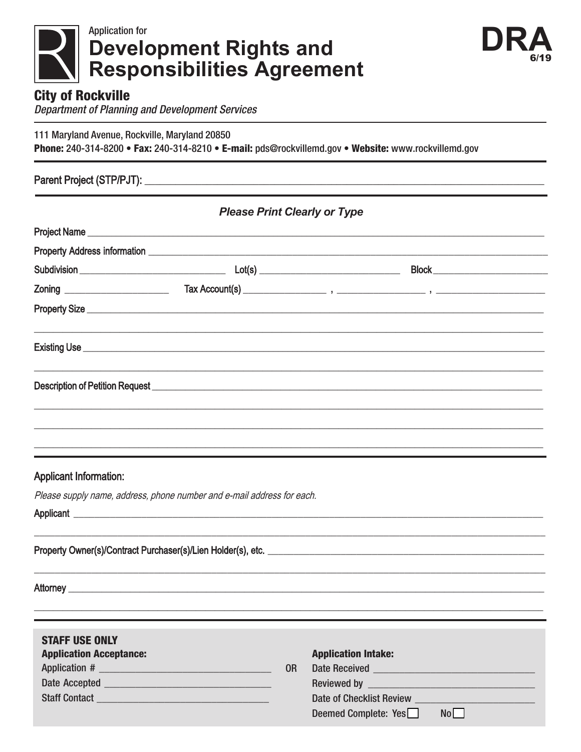Application for

# Development Rights and Responsibilities Agreement

**DRA**
6/19

## City of Rockville

*Department of Planning and Development Services*

111 Maryland Avenue, Rockville, Maryland 20850
**Phone:** 240-314-8200 • **Fax:** 240-314-8210 • **E-mail:** pds@rockvillemd.gov • **Website:** www.rockvillemd.gov

Parent Project (STP/PJT): ____________________________________________

***Please Print Clearly or Type***

Project Name ____________________________________________

Property Address information ____________________________________________

Subdivision ______________________ Lot(s) ______________________ Block ______________________

Zoning ________________ Tax Account(s) ______________ , ______________ , ______________

Property Size ____________________________________________

____________________________________________

Existing Use ____________________________________________

____________________________________________

Description of Petition Request ____________________________________________

____________________________________________

____________________________________________

____________________________________________

### Applicant Information:

*Please supply name, address, phone number and e-mail address for each.*

Applicant ____________________________________________

____________________________________________

Property Owner(s)/Contract Purchaser(s)/Lien Holder(s), etc. ____________________________________________

____________________________________________

Attorney ____________________________________________

____________________________________________

**STAFF USE ONLY**

**Application Acceptance:**

Application # ______________________

Date Accepted ______________________

Staff Contact ______________________

OR

**Application Intake:**

Date Received ______________________

Reviewed by ______________________

Date of Checklist Review ______________________

Deemed Complete: Yes ☐ No ☐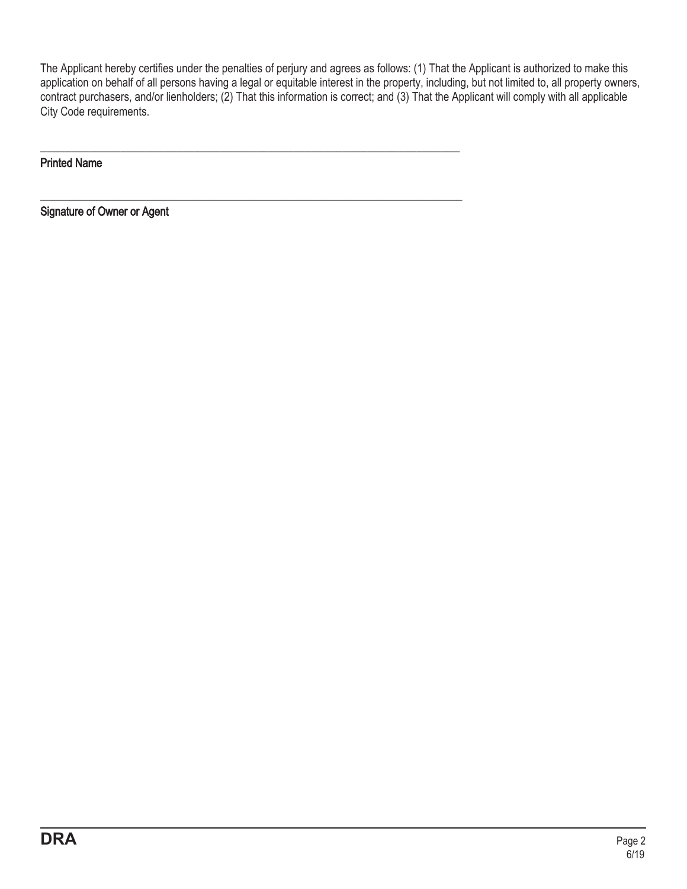The Applicant hereby certifies under the penalties of perjury and agrees as follows: (1) That the Applicant is authorized to make this application on behalf of all persons having a legal or equitable interest in the property, including, but not limited to, all property owners, contract purchasers, and/or lienholders; (2) That this information is correct; and (3) That the Applicant will comply with all applicable City Code requirements.

\_\_\_\_\_\_\_\_\_\_\_\_\_\_\_\_\_\_\_\_\_\_\_\_\_\_\_\_\_\_\_\_\_\_\_\_\_\_\_\_\_\_\_\_\_\_\_\_\_\_\_\_\_\_\_\_\_\_\_\_\_\_\_\_\_\_\_\_\_\_

Printed Name

\_\_\_\_\_\_\_\_\_\_\_\_\_\_\_\_\_\_\_\_\_\_\_\_\_\_\_\_\_\_\_\_\_\_\_\_\_\_\_\_\_\_\_\_\_\_\_\_\_\_\_\_\_\_\_\_\_\_\_\_\_\_\_\_\_\_\_\_\_\_

Signature of Owner or Agent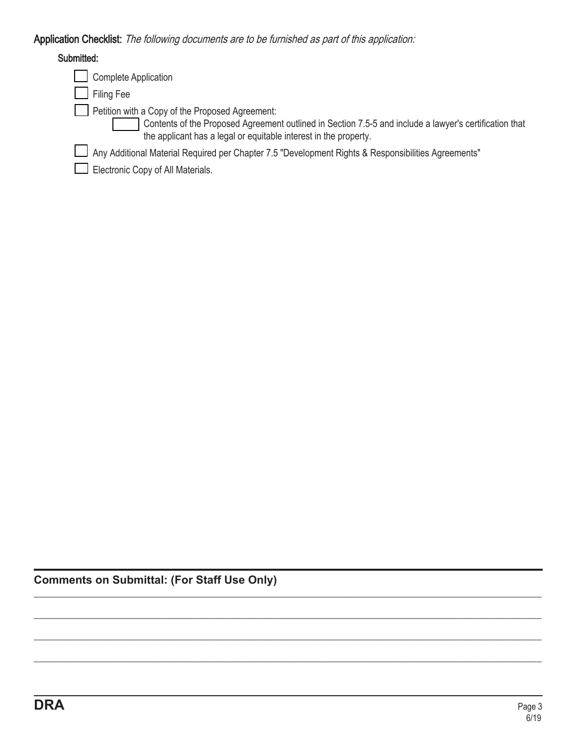**Application Checklist:** *The following documents are to be furnished as part of this application:*

**Submitted:**

- [ ] Complete Application
- [ ] Filing Fee
- [ ] Petition with a Copy of the Proposed Agreement:
  - [ ] Contents of the Proposed Agreement outlined in Section 7.5-5 and include a lawyer's certification that the applicant has a legal or equitable interest in the property.
- [ ] Any Additional Material Required per Chapter 7.5 "Development Rights & Responsibilities Agreements"
- [ ] Electronic Copy of All Materials.

## Comments on Submittal: (For Staff Use Only)

\_\_\_\_\_\_\_\_\_\_\_\_\_\_\_\_\_\_\_\_\_\_\_\_\_\_\_\_\_\_\_\_\_\_\_\_\_\_\_\_\_\_\_\_\_\_\_\_\_\_\_\_\_\_\_\_\_\_\_\_\_\_\_\_\_\_\_\_\_\_\_\_\_\_\_\_\_\_

\_\_\_\_\_\_\_\_\_\_\_\_\_\_\_\_\_\_\_\_\_\_\_\_\_\_\_\_\_\_\_\_\_\_\_\_\_\_\_\_\_\_\_\_\_\_\_\_\_\_\_\_\_\_\_\_\_\_\_\_\_\_\_\_\_\_\_\_\_\_\_\_\_\_\_\_\_\_

\_\_\_\_\_\_\_\_\_\_\_\_\_\_\_\_\_\_\_\_\_\_\_\_\_\_\_\_\_\_\_\_\_\_\_\_\_\_\_\_\_\_\_\_\_\_\_\_\_\_\_\_\_\_\_\_\_\_\_\_\_\_\_\_\_\_\_\_\_\_\_\_\_\_\_\_\_\_

\_\_\_\_\_\_\_\_\_\_\_\_\_\_\_\_\_\_\_\_\_\_\_\_\_\_\_\_\_\_\_\_\_\_\_\_\_\_\_\_\_\_\_\_\_\_\_\_\_\_\_\_\_\_\_\_\_\_\_\_\_\_\_\_\_\_\_\_\_\_\_\_\_\_\_\_\_\_

**DRA**

6/19